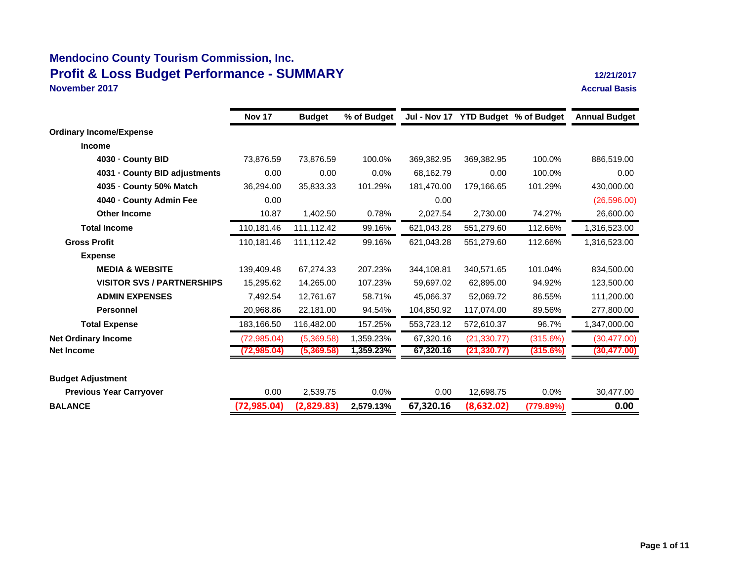# Mendocino County Tourism Commission, Inc.

## Profit & Loss Budget Performance - SUMMARY

**November 2017**

**12/21/2017**

**Accrual Basis**

| | Nov 17 | Budget | % of Budget | Jul - Nov 17 | YTD Budget | % of Budget | Annual Budget |
|---|---|---|---|---|---|---|---|
| **Ordinary Income/Expense** | | | | | | | |
| **Income** | | | | | | | |
| **4030 · County BID** | 73,876.59 | 73,876.59 | 100.0% | 369,382.95 | 369,382.95 | 100.0% | 886,519.00 |
| **4031 · County BID adjustments** | 0.00 | 0.00 | 0.0% | 68,162.79 | 0.00 | 100.0% | 0.00 |
| **4035 · County 50% Match** | 36,294.00 | 35,833.33 | 101.29% | 181,470.00 | 179,166.65 | 101.29% | 430,000.00 |
| **4040 · County Admin Fee** | 0.00 | | | 0.00 | | | (26,596.00) |
| **Other Income** | 10.87 | 1,402.50 | 0.78% | 2,027.54 | 2,730.00 | 74.27% | 26,600.00 |
| **Total Income** | 110,181.46 | 111,112.42 | 99.16% | 621,043.28 | 551,279.60 | 112.66% | 1,316,523.00 |
| **Gross Profit** | 110,181.46 | 111,112.42 | 99.16% | 621,043.28 | 551,279.60 | 112.66% | 1,316,523.00 |
| **Expense** | | | | | | | |
| **MEDIA & WEBSITE** | 139,409.48 | 67,274.33 | 207.23% | 344,108.81 | 340,571.65 | 101.04% | 834,500.00 |
| **VISITOR SVS / PARTNERSHIPS** | 15,295.62 | 14,265.00 | 107.23% | 59,697.02 | 62,895.00 | 94.92% | 123,500.00 |
| **ADMIN EXPENSES** | 7,492.54 | 12,761.67 | 58.71% | 45,066.37 | 52,069.72 | 86.55% | 111,200.00 |
| **Personnel** | 20,968.86 | 22,181.00 | 94.54% | 104,850.92 | 117,074.00 | 89.56% | 277,800.00 |
| **Total Expense** | 183,166.50 | 116,482.00 | 157.25% | 553,723.12 | 572,610.37 | 96.7% | 1,347,000.00 |
| **Net Ordinary Income** | (72,985.04) | (5,369.58) | 1,359.23% | 67,320.16 | (21,330.77) | (315.6%) | (30,477.00) |
| **Net Income** | **(72,985.04)** | **(5,369.58)** | **1,359.23%** | **67,320.16** | **(21,330.77)** | **(315.6%)** | **(30,477.00)** |
| | | | | | | | |
| **Budget Adjustment** | | | | | | | |
| **Previous Year Carryover** | 0.00 | 2,539.75 | 0.0% | 0.00 | 12,698.75 | 0.0% | 30,477.00 |
| **BALANCE** | **(72,985.04)** | **(2,829.83)** | **2,579.13%** | **67,320.16** | **(8,632.02)** | **(779.89%)** | **0.00** |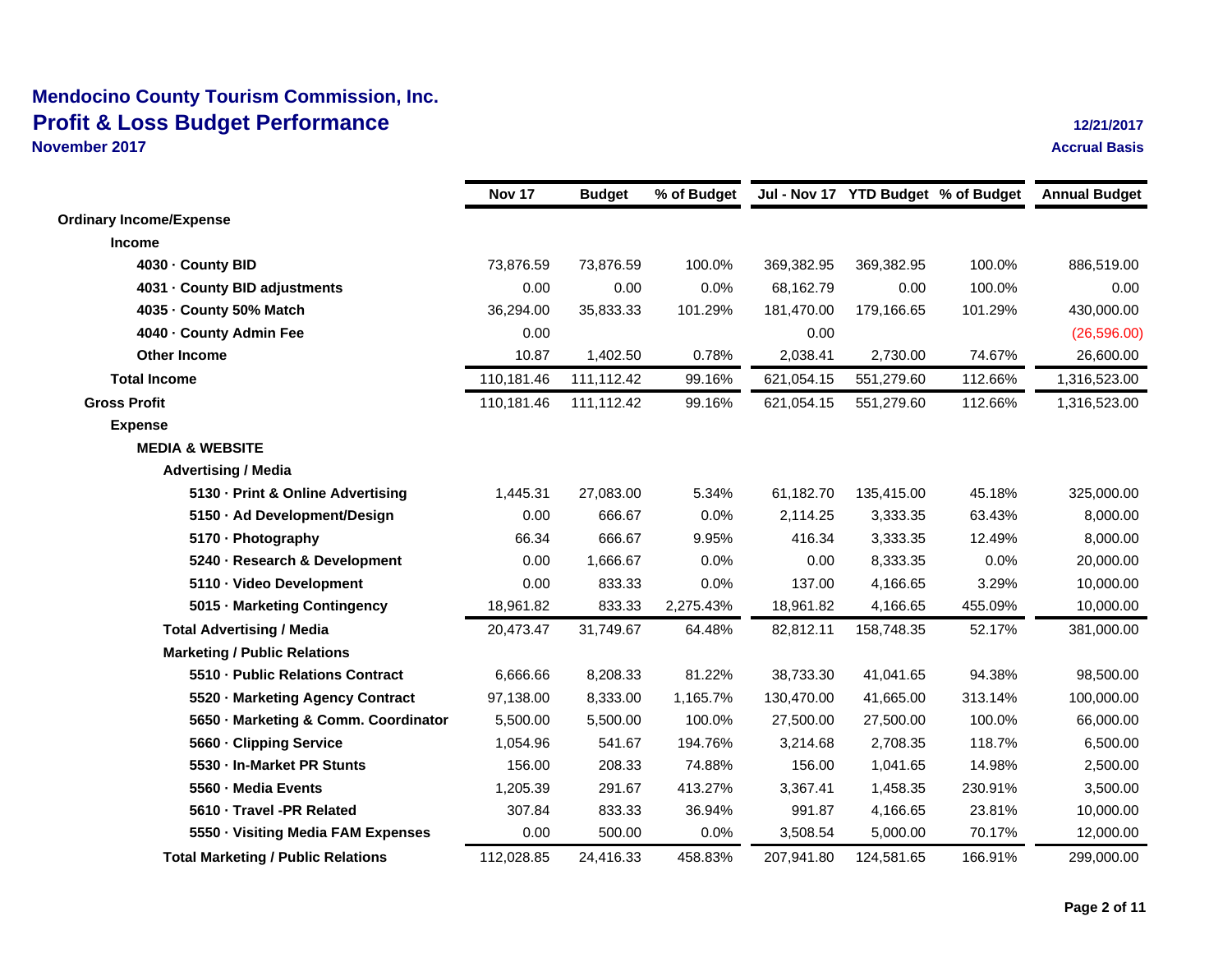# Mendocino County Tourism Commission, Inc.
## Profit & Loss Budget Performance
**November 2017**

12/21/2017
Accrual Basis

| | Nov 17 | Budget | % of Budget | Jul - Nov 17 | YTD Budget | % of Budget | Annual Budget |
|---|---|---|---|---|---|---|---|
| **Ordinary Income/Expense** | | | | | | | |
| **Income** | | | | | | | |
| **4030 · County BID** | 73,876.59 | 73,876.59 | 100.0% | 369,382.95 | 369,382.95 | 100.0% | 886,519.00 |
| **4031 · County BID adjustments** | 0.00 | 0.00 | 0.0% | 68,162.79 | 0.00 | 100.0% | 0.00 |
| **4035 · County 50% Match** | 36,294.00 | 35,833.33 | 101.29% | 181,470.00 | 179,166.65 | 101.29% | 430,000.00 |
| **4040 · County Admin Fee** | 0.00 | | | 0.00 | | | (26,596.00) |
| **Other Income** | 10.87 | 1,402.50 | 0.78% | 2,038.41 | 2,730.00 | 74.67% | 26,600.00 |
| **Total Income** | 110,181.46 | 111,112.42 | 99.16% | 621,054.15 | 551,279.60 | 112.66% | 1,316,523.00 |
| **Gross Profit** | 110,181.46 | 111,112.42 | 99.16% | 621,054.15 | 551,279.60 | 112.66% | 1,316,523.00 |
| **Expense** | | | | | | | |
| **MEDIA & WEBSITE** | | | | | | | |
| **Advertising / Media** | | | | | | | |
| **5130 · Print & Online Advertising** | 1,445.31 | 27,083.00 | 5.34% | 61,182.70 | 135,415.00 | 45.18% | 325,000.00 |
| **5150 · Ad Development/Design** | 0.00 | 666.67 | 0.0% | 2,114.25 | 3,333.35 | 63.43% | 8,000.00 |
| **5170 · Photography** | 66.34 | 666.67 | 9.95% | 416.34 | 3,333.35 | 12.49% | 8,000.00 |
| **5240 · Research & Development** | 0.00 | 1,666.67 | 0.0% | 0.00 | 8,333.35 | 0.0% | 20,000.00 |
| **5110 · Video Development** | 0.00 | 833.33 | 0.0% | 137.00 | 4,166.65 | 3.29% | 10,000.00 |
| **5015 · Marketing Contingency** | 18,961.82 | 833.33 | 2,275.43% | 18,961.82 | 4,166.65 | 455.09% | 10,000.00 |
| **Total Advertising / Media** | 20,473.47 | 31,749.67 | 64.48% | 82,812.11 | 158,748.35 | 52.17% | 381,000.00 |
| **Marketing / Public Relations** | | | | | | | |
| **5510 · Public Relations Contract** | 6,666.66 | 8,208.33 | 81.22% | 38,733.30 | 41,041.65 | 94.38% | 98,500.00 |
| **5520 · Marketing Agency Contract** | 97,138.00 | 8,333.00 | 1,165.7% | 130,470.00 | 41,665.00 | 313.14% | 100,000.00 |
| **5650 · Marketing & Comm. Coordinator** | 5,500.00 | 5,500.00 | 100.0% | 27,500.00 | 27,500.00 | 100.0% | 66,000.00 |
| **5660 · Clipping Service** | 1,054.96 | 541.67 | 194.76% | 3,214.68 | 2,708.35 | 118.7% | 6,500.00 |
| **5530 · In-Market PR Stunts** | 156.00 | 208.33 | 74.88% | 156.00 | 1,041.65 | 14.98% | 2,500.00 |
| **5560 · Media Events** | 1,205.39 | 291.67 | 413.27% | 3,367.41 | 1,458.35 | 230.91% | 3,500.00 |
| **5610 · Travel -PR Related** | 307.84 | 833.33 | 36.94% | 991.87 | 4,166.65 | 23.81% | 10,000.00 |
| **5550 · Visiting Media FAM Expenses** | 0.00 | 500.00 | 0.0% | 3,508.54 | 5,000.00 | 70.17% | 12,000.00 |
| **Total Marketing / Public Relations** | 112,028.85 | 24,416.33 | 458.83% | 207,941.80 | 124,581.65 | 166.91% | 299,000.00 |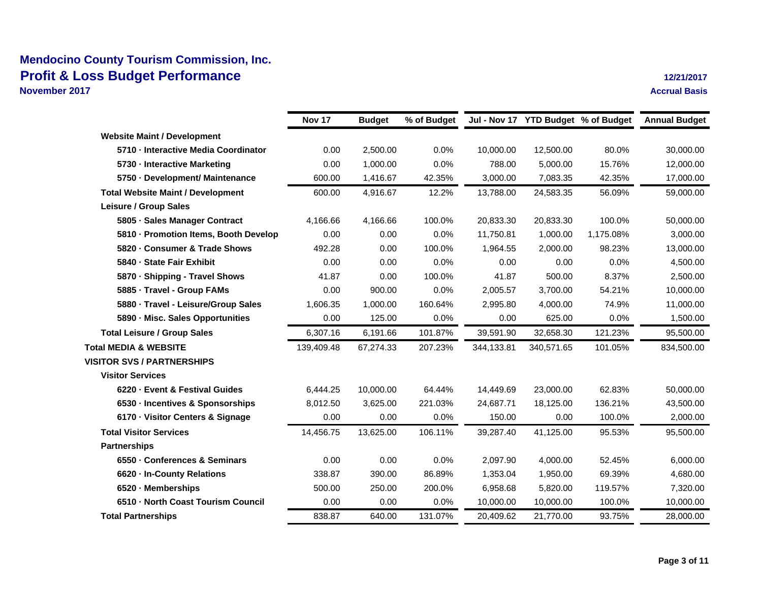# Mendocino County Tourism Commission, Inc.
## Profit & Loss Budget Performance
**November 2017**

12/21/2017
Accrual Basis

| | Nov 17 | Budget | % of Budget | Jul - Nov 17 | YTD Budget | % of Budget | Annual Budget |
|---|---|---|---|---|---|---|---|
| **Website Maint / Development** | | | | | | | |
| **5710 · Interactive Media Coordinator** | 0.00 | 2,500.00 | 0.0% | 10,000.00 | 12,500.00 | 80.0% | 30,000.00 |
| **5730 · Interactive Marketing** | 0.00 | 1,000.00 | 0.0% | 788.00 | 5,000.00 | 15.76% | 12,000.00 |
| **5750 · Development/ Maintenance** | 600.00 | 1,416.67 | 42.35% | 3,000.00 | 7,083.35 | 42.35% | 17,000.00 |
| **Total Website Maint / Development** | 600.00 | 4,916.67 | 12.2% | 13,788.00 | 24,583.35 | 56.09% | 59,000.00 |
| **Leisure / Group Sales** | | | | | | | |
| **5805 · Sales Manager Contract** | 4,166.66 | 4,166.66 | 100.0% | 20,833.30 | 20,833.30 | 100.0% | 50,000.00 |
| **5810 · Promotion Items, Booth Develop** | 0.00 | 0.00 | 0.0% | 11,750.81 | 1,000.00 | 1,175.08% | 3,000.00 |
| **5820 · Consumer & Trade Shows** | 492.28 | 0.00 | 100.0% | 1,964.55 | 2,000.00 | 98.23% | 13,000.00 |
| **5840 · State Fair Exhibit** | 0.00 | 0.00 | 0.0% | 0.00 | 0.00 | 0.0% | 4,500.00 |
| **5870 · Shipping - Travel Shows** | 41.87 | 0.00 | 100.0% | 41.87 | 500.00 | 8.37% | 2,500.00 |
| **5885 · Travel - Group FAMs** | 0.00 | 900.00 | 0.0% | 2,005.57 | 3,700.00 | 54.21% | 10,000.00 |
| **5880 · Travel - Leisure/Group Sales** | 1,606.35 | 1,000.00 | 160.64% | 2,995.80 | 4,000.00 | 74.9% | 11,000.00 |
| **5890 · Misc. Sales Opportunities** | 0.00 | 125.00 | 0.0% | 0.00 | 625.00 | 0.0% | 1,500.00 |
| **Total Leisure / Group Sales** | 6,307.16 | 6,191.66 | 101.87% | 39,591.90 | 32,658.30 | 121.23% | 95,500.00 |
| **Total MEDIA & WEBSITE** | 139,409.48 | 67,274.33 | 207.23% | 344,133.81 | 340,571.65 | 101.05% | 834,500.00 |
| **VISITOR SVS / PARTNERSHIPS** | | | | | | | |
| **Visitor Services** | | | | | | | |
| **6220 · Event & Festival Guides** | 6,444.25 | 10,000.00 | 64.44% | 14,449.69 | 23,000.00 | 62.83% | 50,000.00 |
| **6530 · Incentives & Sponsorships** | 8,012.50 | 3,625.00 | 221.03% | 24,687.71 | 18,125.00 | 136.21% | 43,500.00 |
| **6170 · Visitor Centers & Signage** | 0.00 | 0.00 | 0.0% | 150.00 | 0.00 | 100.0% | 2,000.00 |
| **Total Visitor Services** | 14,456.75 | 13,625.00 | 106.11% | 39,287.40 | 41,125.00 | 95.53% | 95,500.00 |
| **Partnerships** | | | | | | | |
| **6550 · Conferences & Seminars** | 0.00 | 0.00 | 0.0% | 2,097.90 | 4,000.00 | 52.45% | 6,000.00 |
| **6620 · In-County Relations** | 338.87 | 390.00 | 86.89% | 1,353.04 | 1,950.00 | 69.39% | 4,680.00 |
| **6520 · Memberships** | 500.00 | 250.00 | 200.0% | 6,958.68 | 5,820.00 | 119.57% | 7,320.00 |
| **6510 · North Coast Tourism Council** | 0.00 | 0.00 | 0.0% | 10,000.00 | 10,000.00 | 100.0% | 10,000.00 |
| **Total Partnerships** | 838.87 | 640.00 | 131.07% | 20,409.62 | 21,770.00 | 93.75% | 28,000.00 |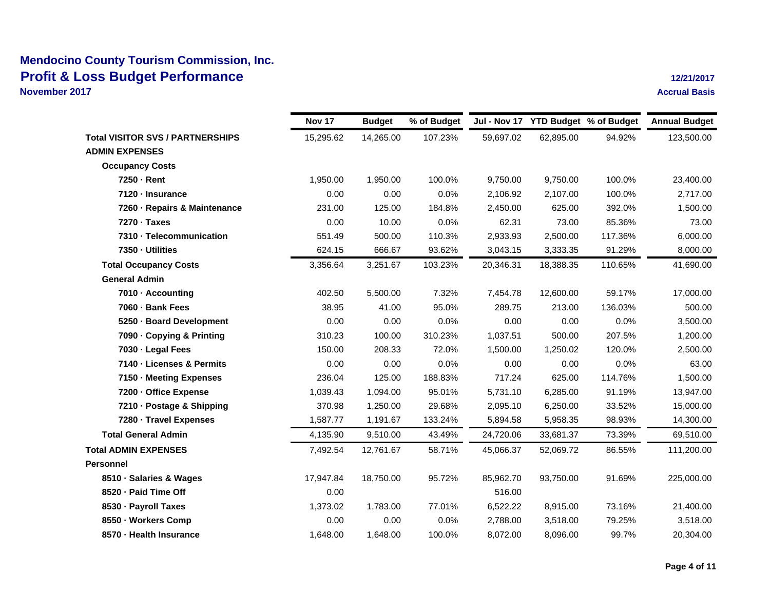# Mendocino County Tourism Commission, Inc.

## Profit & Loss Budget Performance

**November 2017**

**12/21/2017**

**Accrual Basis**

| | Nov 17 | Budget | % of Budget | Jul - Nov 17 | YTD Budget | % of Budget | Annual Budget |
|---|---|---|---|---|---|---|---|
| **Total VISITOR SVS / PARTNERSHIPS** | 15,295.62 | 14,265.00 | 107.23% | 59,697.02 | 62,895.00 | 94.92% | 123,500.00 |
| **ADMIN EXPENSES** | | | | | | | |
| **Occupancy Costs** | | | | | | | |
| 7250 · Rent | 1,950.00 | 1,950.00 | 100.0% | 9,750.00 | 9,750.00 | 100.0% | 23,400.00 |
| 7120 · Insurance | 0.00 | 0.00 | 0.0% | 2,106.92 | 2,107.00 | 100.0% | 2,717.00 |
| 7260 · Repairs & Maintenance | 231.00 | 125.00 | 184.8% | 2,450.00 | 625.00 | 392.0% | 1,500.00 |
| 7270 · Taxes | 0.00 | 10.00 | 0.0% | 62.31 | 73.00 | 85.36% | 73.00 |
| 7310 · Telecommunication | 551.49 | 500.00 | 110.3% | 2,933.93 | 2,500.00 | 117.36% | 6,000.00 |
| 7350 · Utilities | 624.15 | 666.67 | 93.62% | 3,043.15 | 3,333.35 | 91.29% | 8,000.00 |
| **Total Occupancy Costs** | 3,356.64 | 3,251.67 | 103.23% | 20,346.31 | 18,388.35 | 110.65% | 41,690.00 |
| **General Admin** | | | | | | | |
| 7010 · Accounting | 402.50 | 5,500.00 | 7.32% | 7,454.78 | 12,600.00 | 59.17% | 17,000.00 |
| 7060 · Bank Fees | 38.95 | 41.00 | 95.0% | 289.75 | 213.00 | 136.03% | 500.00 |
| 5250 · Board Development | 0.00 | 0.00 | 0.0% | 0.00 | 0.00 | 0.0% | 3,500.00 |
| 7090 · Copying & Printing | 310.23 | 100.00 | 310.23% | 1,037.51 | 500.00 | 207.5% | 1,200.00 |
| 7030 · Legal Fees | 150.00 | 208.33 | 72.0% | 1,500.00 | 1,250.02 | 120.0% | 2,500.00 |
| 7140 · Licenses & Permits | 0.00 | 0.00 | 0.0% | 0.00 | 0.00 | 0.0% | 63.00 |
| 7150 · Meeting Expenses | 236.04 | 125.00 | 188.83% | 717.24 | 625.00 | 114.76% | 1,500.00 |
| 7200 · Office Expense | 1,039.43 | 1,094.00 | 95.01% | 5,731.10 | 6,285.00 | 91.19% | 13,947.00 |
| 7210 · Postage & Shipping | 370.98 | 1,250.00 | 29.68% | 2,095.10 | 6,250.00 | 33.52% | 15,000.00 |
| 7280 · Travel Expenses | 1,587.77 | 1,191.67 | 133.24% | 5,894.58 | 5,958.35 | 98.93% | 14,300.00 |
| **Total General Admin** | 4,135.90 | 9,510.00 | 43.49% | 24,720.06 | 33,681.37 | 73.39% | 69,510.00 |
| **Total ADMIN EXPENSES** | 7,492.54 | 12,761.67 | 58.71% | 45,066.37 | 52,069.72 | 86.55% | 111,200.00 |
| **Personnel** | | | | | | | |
| 8510 · Salaries & Wages | 17,947.84 | 18,750.00 | 95.72% | 85,962.70 | 93,750.00 | 91.69% | 225,000.00 |
| 8520 · Paid Time Off | 0.00 | | | 516.00 | | | |
| 8530 · Payroll Taxes | 1,373.02 | 1,783.00 | 77.01% | 6,522.22 | 8,915.00 | 73.16% | 21,400.00 |
| 8550 · Workers Comp | 0.00 | 0.00 | 0.0% | 2,788.00 | 3,518.00 | 79.25% | 3,518.00 |
| 8570 · Health Insurance | 1,648.00 | 1,648.00 | 100.0% | 8,072.00 | 8,096.00 | 99.7% | 20,304.00 |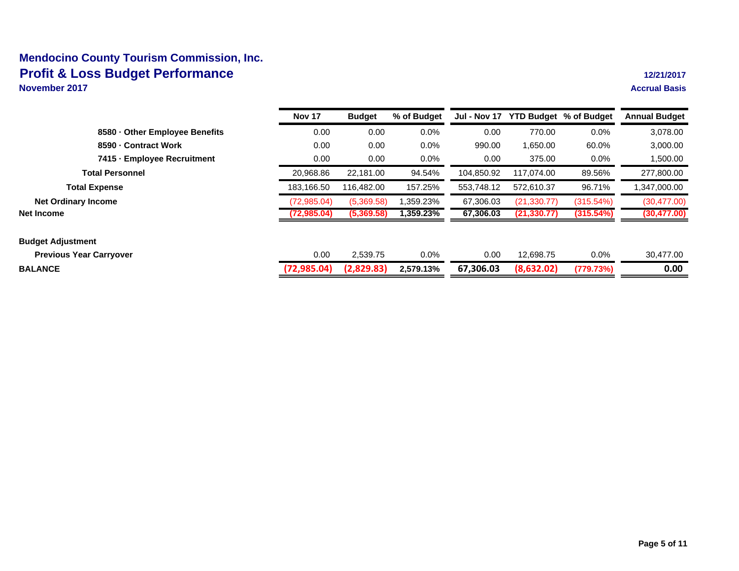**Mendocino County Tourism Commission, Inc.**

# Profit & Loss Budget Performance

**November 2017**

**12/21/2017**

**Accrual Basis**

| | Nov 17 | Budget | % of Budget | Jul - Nov 17 | YTD Budget | % of Budget | Annual Budget |
|---|---|---|---|---|---|---|---|
| **8580 · Other Employee Benefits** | 0.00 | 0.00 | 0.0% | 0.00 | 770.00 | 0.0% | 3,078.00 |
| **8590 · Contract Work** | 0.00 | 0.00 | 0.0% | 990.00 | 1,650.00 | 60.0% | 3,000.00 |
| **7415 · Employee Recruitment** | 0.00 | 0.00 | 0.0% | 0.00 | 375.00 | 0.0% | 1,500.00 |
| **Total Personnel** | 20,968.86 | 22,181.00 | 94.54% | 104,850.92 | 117,074.00 | 89.56% | 277,800.00 |
| **Total Expense** | 183,166.50 | 116,482.00 | 157.25% | 553,748.12 | 572,610.37 | 96.71% | 1,347,000.00 |
| **Net Ordinary Income** | (72,985.04) | (5,369.58) | 1,359.23% | 67,306.03 | (21,330.77) | (315.54%) | (30,477.00) |
| **Net Income** | **(72,985.04)** | **(5,369.58)** | **1,359.23%** | **67,306.03** | **(21,330.77)** | **(315.54%)** | **(30,477.00)** |
| **Budget Adjustment** | | | | | | | |
| **Previous Year Carryover** | 0.00 | 2,539.75 | 0.0% | 0.00 | 12,698.75 | 0.0% | 30,477.00 |
| **BALANCE** | **(72,985.04)** | **(2,829.83)** | **2,579.13%** | **67,306.03** | **(8,632.02)** | **(779.73%)** | **0.00** |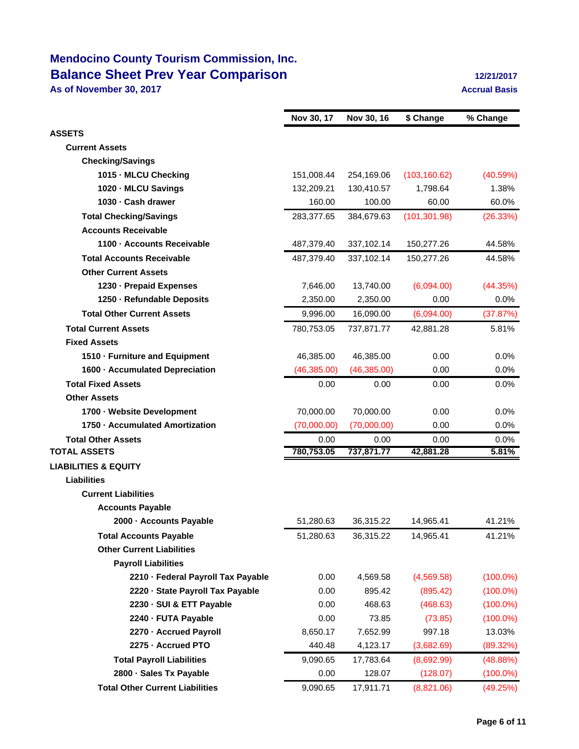# Mendocino County Tourism Commission, Inc.
## Balance Sheet Prev Year Comparison
### As of November 30, 2017

12/21/2017

Accrual Basis

| | Nov 30, 17 | Nov 30, 16 | $ Change | % Change |
|---|---|---|---|---|
| **ASSETS** | | | | |
| **Current Assets** | | | | |
| **Checking/Savings** | | | | |
| **1015 · MLCU Checking** | 151,008.44 | 254,169.06 | (103,160.62) | (40.59%) |
| **1020 · MLCU Savings** | 132,209.21 | 130,410.57 | 1,798.64 | 1.38% |
| **1030 · Cash drawer** | 160.00 | 100.00 | 60.00 | 60.0% |
| **Total Checking/Savings** | 283,377.65 | 384,679.63 | (101,301.98) | (26.33%) |
| **Accounts Receivable** | | | | |
| **1100 · Accounts Receivable** | 487,379.40 | 337,102.14 | 150,277.26 | 44.58% |
| **Total Accounts Receivable** | 487,379.40 | 337,102.14 | 150,277.26 | 44.58% |
| **Other Current Assets** | | | | |
| **1230 · Prepaid Expenses** | 7,646.00 | 13,740.00 | (6,094.00) | (44.35%) |
| **1250 · Refundable Deposits** | 2,350.00 | 2,350.00 | 0.00 | 0.0% |
| **Total Other Current Assets** | 9,996.00 | 16,090.00 | (6,094.00) | (37.87%) |
| **Total Current Assets** | 780,753.05 | 737,871.77 | 42,881.28 | 5.81% |
| **Fixed Assets** | | | | |
| **1510 · Furniture and Equipment** | 46,385.00 | 46,385.00 | 0.00 | 0.0% |
| **1600 · Accumulated Depreciation** | (46,385.00) | (46,385.00) | 0.00 | 0.0% |
| **Total Fixed Assets** | 0.00 | 0.00 | 0.00 | 0.0% |
| **Other Assets** | | | | |
| **1700 · Website Development** | 70,000.00 | 70,000.00 | 0.00 | 0.0% |
| **1750 · Accumulated Amortization** | (70,000.00) | (70,000.00) | 0.00 | 0.0% |
| **Total Other Assets** | 0.00 | 0.00 | 0.00 | 0.0% |
| **TOTAL ASSETS** | **780,753.05** | **737,871.77** | **42,881.28** | **5.81%** |
| **LIABILITIES & EQUITY** | | | | |
| **Liabilities** | | | | |
| **Current Liabilities** | | | | |
| **Accounts Payable** | | | | |
| **2000 · Accounts Payable** | 51,280.63 | 36,315.22 | 14,965.41 | 41.21% |
| **Total Accounts Payable** | 51,280.63 | 36,315.22 | 14,965.41 | 41.21% |
| **Other Current Liabilities** | | | | |
| **Payroll Liabilities** | | | | |
| **2210 · Federal Payroll Tax Payable** | 0.00 | 4,569.58 | (4,569.58) | (100.0%) |
| **2220 · State Payroll Tax Payable** | 0.00 | 895.42 | (895.42) | (100.0%) |
| **2230 · SUI & ETT Payable** | 0.00 | 468.63 | (468.63) | (100.0%) |
| **2240 · FUTA Payable** | 0.00 | 73.85 | (73.85) | (100.0%) |
| **2270 · Accrued Payroll** | 8,650.17 | 7,652.99 | 997.18 | 13.03% |
| **2275 · Accrued PTO** | 440.48 | 4,123.17 | (3,682.69) | (89.32%) |
| **Total Payroll Liabilities** | 9,090.65 | 17,783.64 | (8,692.99) | (48.88%) |
| **2800 · Sales Tx Payable** | 0.00 | 128.07 | (128.07) | (100.0%) |
| **Total Other Current Liabilities** | 9,090.65 | 17,911.71 | (8,821.06) | (49.25%) |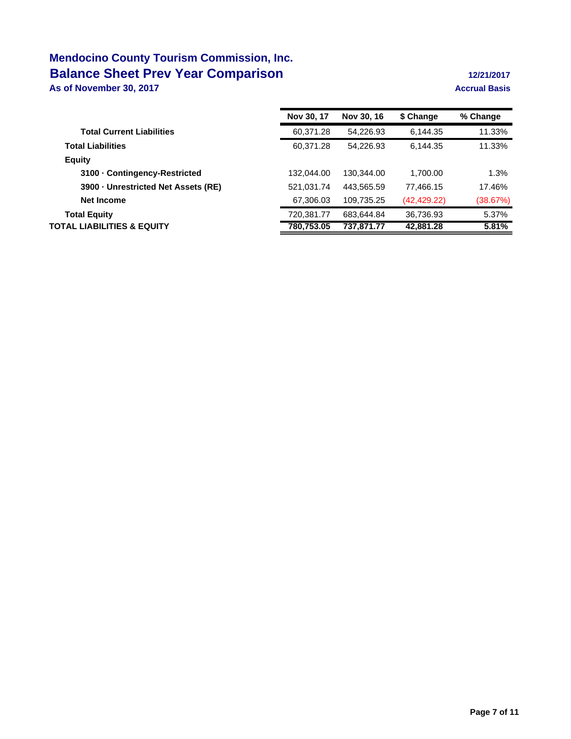# Mendocino County Tourism Commission, Inc.

## Balance Sheet Prev Year Comparison

**As of November 30, 2017**

**12/21/2017**

**Accrual Basis**

| | Nov 30, 17 | Nov 30, 16 | $ Change | % Change |
|---|---|---|---|---|
| **Total Current Liabilities** | 60,371.28 | 54,226.93 | 6,144.35 | 11.33% |
| **Total Liabilities** | 60,371.28 | 54,226.93 | 6,144.35 | 11.33% |
| **Equity** | | | | |
| **3100 · Contingency-Restricted** | 132,044.00 | 130,344.00 | 1,700.00 | 1.3% |
| **3900 · Unrestricted Net Assets (RE)** | 521,031.74 | 443,565.59 | 77,466.15 | 17.46% |
| **Net Income** | 67,306.03 | 109,735.25 | (42,429.22) | (38.67%) |
| **Total Equity** | 720,381.77 | 683,644.84 | 36,736.93 | 5.37% |
| **TOTAL LIABILITIES & EQUITY** | **780,753.05** | **737,871.77** | **42,881.28** | **5.81%** |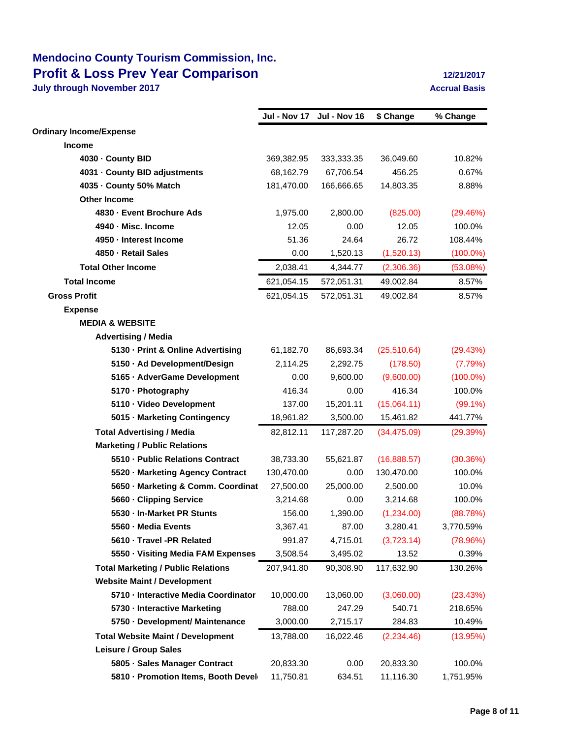# Mendocino County Tourism Commission, Inc.

## Profit & Loss Prev Year Comparison

**July through November 2017**

**12/21/2017**

**Accrual Basis**

| | Jul - Nov 17 | Jul - Nov 16 | $ Change | % Change |
|---|---|---|---|---|
| **Ordinary Income/Expense** | | | | |
| **Income** | | | | |
| **4030 · County BID** | 369,382.95 | 333,333.35 | 36,049.60 | 10.82% |
| **4031 · County BID adjustments** | 68,162.79 | 67,706.54 | 456.25 | 0.67% |
| **4035 · County 50% Match** | 181,470.00 | 166,666.65 | 14,803.35 | 8.88% |
| **Other Income** | | | | |
| **4830 · Event Brochure Ads** | 1,975.00 | 2,800.00 | (825.00) | (29.46%) |
| **4940 · Misc. Income** | 12.05 | 0.00 | 12.05 | 100.0% |
| **4950 · Interest Income** | 51.36 | 24.64 | 26.72 | 108.44% |
| **4850 · Retail Sales** | 0.00 | 1,520.13 | (1,520.13) | (100.0%) |
| **Total Other Income** | 2,038.41 | 4,344.77 | (2,306.36) | (53.08%) |
| **Total Income** | 621,054.15 | 572,051.31 | 49,002.84 | 8.57% |
| **Gross Profit** | 621,054.15 | 572,051.31 | 49,002.84 | 8.57% |
| **Expense** | | | | |
| **MEDIA & WEBSITE** | | | | |
| **Advertising / Media** | | | | |
| **5130 · Print & Online Advertising** | 61,182.70 | 86,693.34 | (25,510.64) | (29.43%) |
| **5150 · Ad Development/Design** | 2,114.25 | 2,292.75 | (178.50) | (7.79%) |
| **5165 · AdverGame Development** | 0.00 | 9,600.00 | (9,600.00) | (100.0%) |
| **5170 · Photography** | 416.34 | 0.00 | 416.34 | 100.0% |
| **5110 · Video Development** | 137.00 | 15,201.11 | (15,064.11) | (99.1%) |
| **5015 · Marketing Contingency** | 18,961.82 | 3,500.00 | 15,461.82 | 441.77% |
| **Total Advertising / Media** | 82,812.11 | 117,287.20 | (34,475.09) | (29.39%) |
| **Marketing / Public Relations** | | | | |
| **5510 · Public Relations Contract** | 38,733.30 | 55,621.87 | (16,888.57) | (30.36%) |
| **5520 · Marketing Agency Contract** | 130,470.00 | 0.00 | 130,470.00 | 100.0% |
| **5650 · Marketing & Comm. Coordinat** | 27,500.00 | 25,000.00 | 2,500.00 | 10.0% |
| **5660 · Clipping Service** | 3,214.68 | 0.00 | 3,214.68 | 100.0% |
| **5530 · In-Market PR Stunts** | 156.00 | 1,390.00 | (1,234.00) | (88.78%) |
| **5560 · Media Events** | 3,367.41 | 87.00 | 3,280.41 | 3,770.59% |
| **5610 · Travel -PR Related** | 991.87 | 4,715.01 | (3,723.14) | (78.96%) |
| **5550 · Visiting Media FAM Expenses** | 3,508.54 | 3,495.02 | 13.52 | 0.39% |
| **Total Marketing / Public Relations** | 207,941.80 | 90,308.90 | 117,632.90 | 130.26% |
| **Website Maint / Development** | | | | |
| **5710 · Interactive Media Coordinator** | 10,000.00 | 13,060.00 | (3,060.00) | (23.43%) |
| **5730 · Interactive Marketing** | 788.00 | 247.29 | 540.71 | 218.65% |
| **5750 · Development/ Maintenance** | 3,000.00 | 2,715.17 | 284.83 | 10.49% |
| **Total Website Maint / Development** | 13,788.00 | 16,022.46 | (2,234.46) | (13.95%) |
| **Leisure / Group Sales** | | | | |
| **5805 · Sales Manager Contract** | 20,833.30 | 0.00 | 20,833.30 | 100.0% |
| **5810 · Promotion Items, Booth Devel** | 11,750.81 | 634.51 | 11,116.30 | 1,751.95% |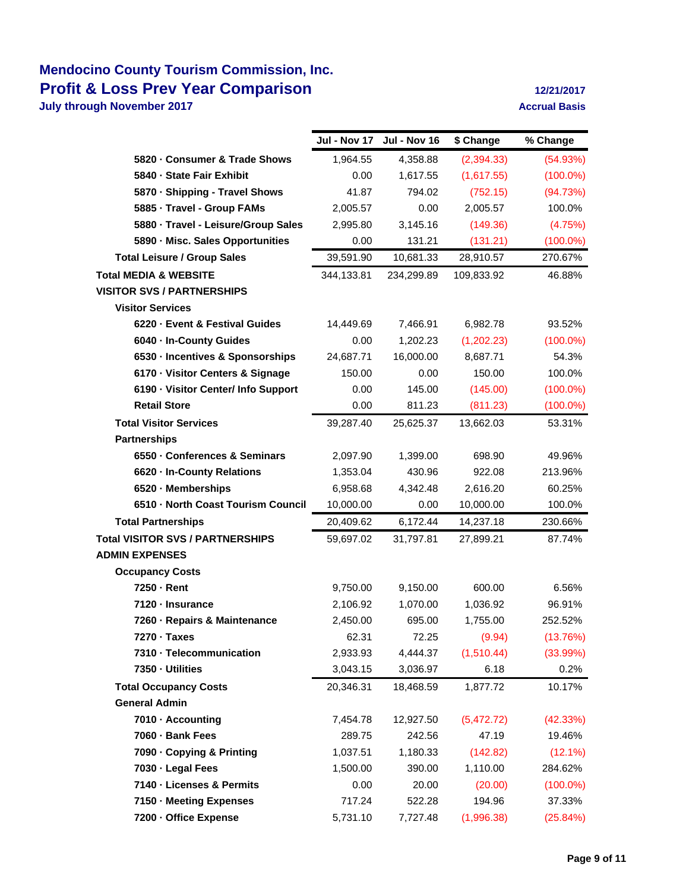# Mendocino County Tourism Commission, Inc.

## Profit & Loss Prev Year Comparison

**July through November 2017**

12/21/2017

Accrual Basis

| | Jul - Nov 17 | Jul - Nov 16 | $ Change | % Change |
|---|---|---|---|---|
| 5820 · Consumer & Trade Shows | 1,964.55 | 4,358.88 | (2,394.33) | (54.93%) |
| 5840 · State Fair Exhibit | 0.00 | 1,617.55 | (1,617.55) | (100.0%) |
| 5870 · Shipping - Travel Shows | 41.87 | 794.02 | (752.15) | (94.73%) |
| 5885 · Travel - Group FAMs | 2,005.57 | 0.00 | 2,005.57 | 100.0% |
| 5880 · Travel - Leisure/Group Sales | 2,995.80 | 3,145.16 | (149.36) | (4.75%) |
| 5890 · Misc. Sales Opportunities | 0.00 | 131.21 | (131.21) | (100.0%) |
| Total Leisure / Group Sales | 39,591.90 | 10,681.33 | 28,910.57 | 270.67% |
| Total MEDIA & WEBSITE | 344,133.81 | 234,299.89 | 109,833.92 | 46.88% |
| VISITOR SVS / PARTNERSHIPS | | | | |
| Visitor Services | | | | |
| 6220 · Event & Festival Guides | 14,449.69 | 7,466.91 | 6,982.78 | 93.52% |
| 6040 · In-County Guides | 0.00 | 1,202.23 | (1,202.23) | (100.0%) |
| 6530 · Incentives & Sponsorships | 24,687.71 | 16,000.00 | 8,687.71 | 54.3% |
| 6170 · Visitor Centers & Signage | 150.00 | 0.00 | 150.00 | 100.0% |
| 6190 · Visitor Center/ Info Support | 0.00 | 145.00 | (145.00) | (100.0%) |
| Retail Store | 0.00 | 811.23 | (811.23) | (100.0%) |
| Total Visitor Services | 39,287.40 | 25,625.37 | 13,662.03 | 53.31% |
| Partnerships | | | | |
| 6550 · Conferences & Seminars | 2,097.90 | 1,399.00 | 698.90 | 49.96% |
| 6620 · In-County Relations | 1,353.04 | 430.96 | 922.08 | 213.96% |
| 6520 · Memberships | 6,958.68 | 4,342.48 | 2,616.20 | 60.25% |
| 6510 · North Coast Tourism Council | 10,000.00 | 0.00 | 10,000.00 | 100.0% |
| Total Partnerships | 20,409.62 | 6,172.44 | 14,237.18 | 230.66% |
| Total VISITOR SVS / PARTNERSHIPS | 59,697.02 | 31,797.81 | 27,899.21 | 87.74% |
| ADMIN EXPENSES | | | | |
| Occupancy Costs | | | | |
| 7250 · Rent | 9,750.00 | 9,150.00 | 600.00 | 6.56% |
| 7120 · Insurance | 2,106.92 | 1,070.00 | 1,036.92 | 96.91% |
| 7260 · Repairs & Maintenance | 2,450.00 | 695.00 | 1,755.00 | 252.52% |
| 7270 · Taxes | 62.31 | 72.25 | (9.94) | (13.76%) |
| 7310 · Telecommunication | 2,933.93 | 4,444.37 | (1,510.44) | (33.99%) |
| 7350 · Utilities | 3,043.15 | 3,036.97 | 6.18 | 0.2% |
| Total Occupancy Costs | 20,346.31 | 18,468.59 | 1,877.72 | 10.17% |
| General Admin | | | | |
| 7010 · Accounting | 7,454.78 | 12,927.50 | (5,472.72) | (42.33%) |
| 7060 · Bank Fees | 289.75 | 242.56 | 47.19 | 19.46% |
| 7090 · Copying & Printing | 1,037.51 | 1,180.33 | (142.82) | (12.1%) |
| 7030 · Legal Fees | 1,500.00 | 390.00 | 1,110.00 | 284.62% |
| 7140 · Licenses & Permits | 0.00 | 20.00 | (20.00) | (100.0%) |
| 7150 · Meeting Expenses | 717.24 | 522.28 | 194.96 | 37.33% |
| 7200 · Office Expense | 5,731.10 | 7,727.48 | (1,996.38) | (25.84%) |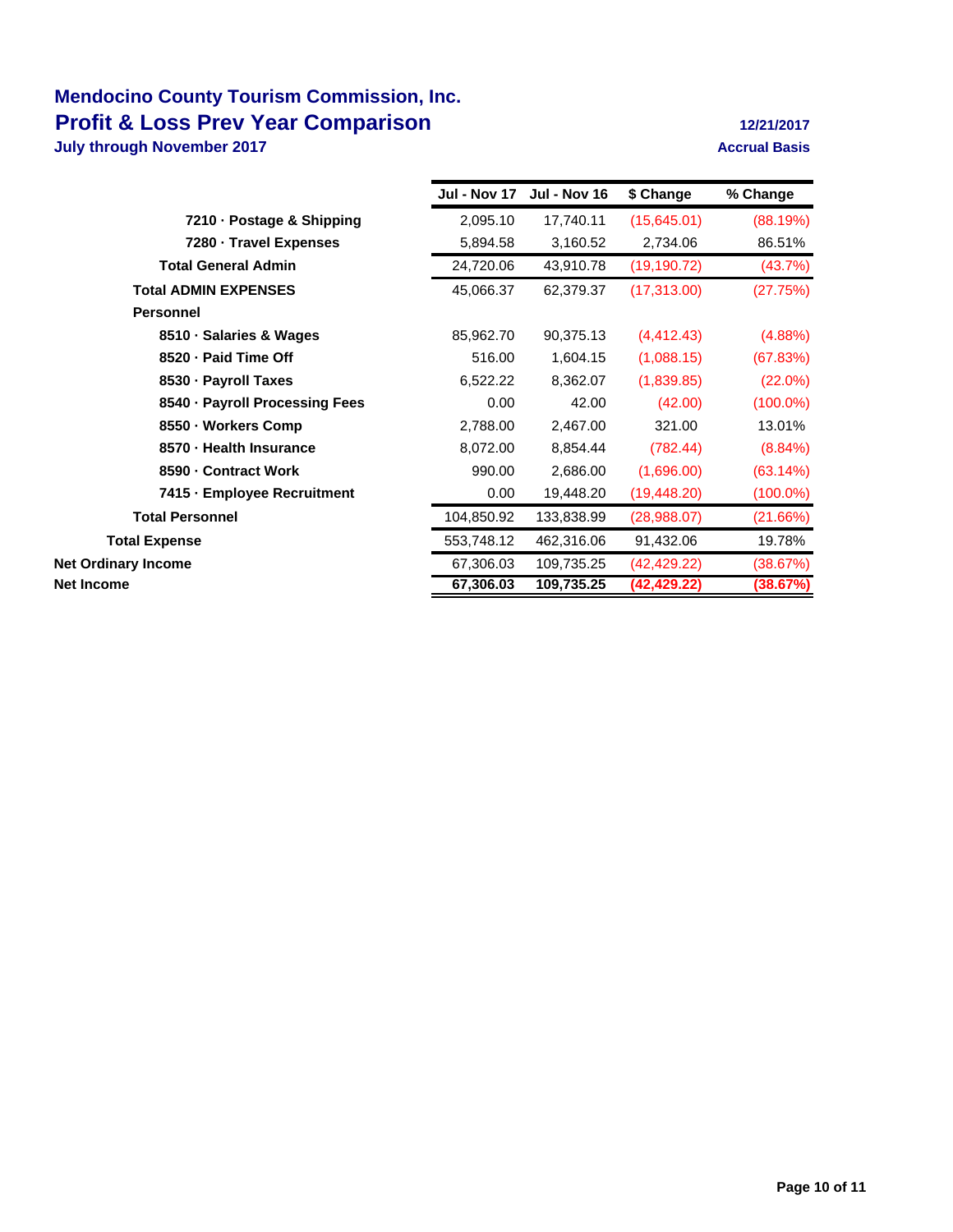# Mendocino County Tourism Commission, Inc.
## Profit & Loss Prev Year Comparison
**July through November 2017**

**12/21/2017**
**Accrual Basis**

| | Jul - Nov 17 | Jul - Nov 16 | $ Change | % Change |
|---|---|---|---|---|
| 7210 · Postage & Shipping | 2,095.10 | 17,740.11 | (15,645.01) | (88.19%) |
| 7280 · Travel Expenses | 5,894.58 | 3,160.52 | 2,734.06 | 86.51% |
| Total General Admin | 24,720.06 | 43,910.78 | (19,190.72) | (43.7%) |
| Total ADMIN EXPENSES | 45,066.37 | 62,379.37 | (17,313.00) | (27.75%) |
| Personnel | | | | |
| 8510 · Salaries & Wages | 85,962.70 | 90,375.13 | (4,412.43) | (4.88%) |
| 8520 · Paid Time Off | 516.00 | 1,604.15 | (1,088.15) | (67.83%) |
| 8530 · Payroll Taxes | 6,522.22 | 8,362.07 | (1,839.85) | (22.0%) |
| 8540 · Payroll Processing Fees | 0.00 | 42.00 | (42.00) | (100.0%) |
| 8550 · Workers Comp | 2,788.00 | 2,467.00 | 321.00 | 13.01% |
| 8570 · Health Insurance | 8,072.00 | 8,854.44 | (782.44) | (8.84%) |
| 8590 · Contract Work | 990.00 | 2,686.00 | (1,696.00) | (63.14%) |
| 7415 · Employee Recruitment | 0.00 | 19,448.20 | (19,448.20) | (100.0%) |
| Total Personnel | 104,850.92 | 133,838.99 | (28,988.07) | (21.66%) |
| Total Expense | 553,748.12 | 462,316.06 | 91,432.06 | 19.78% |
| Net Ordinary Income | 67,306.03 | 109,735.25 | (42,429.22) | (38.67%) |
| **Net Income** | **67,306.03** | **109,735.25** | **(42,429.22)** | **(38.67%)** |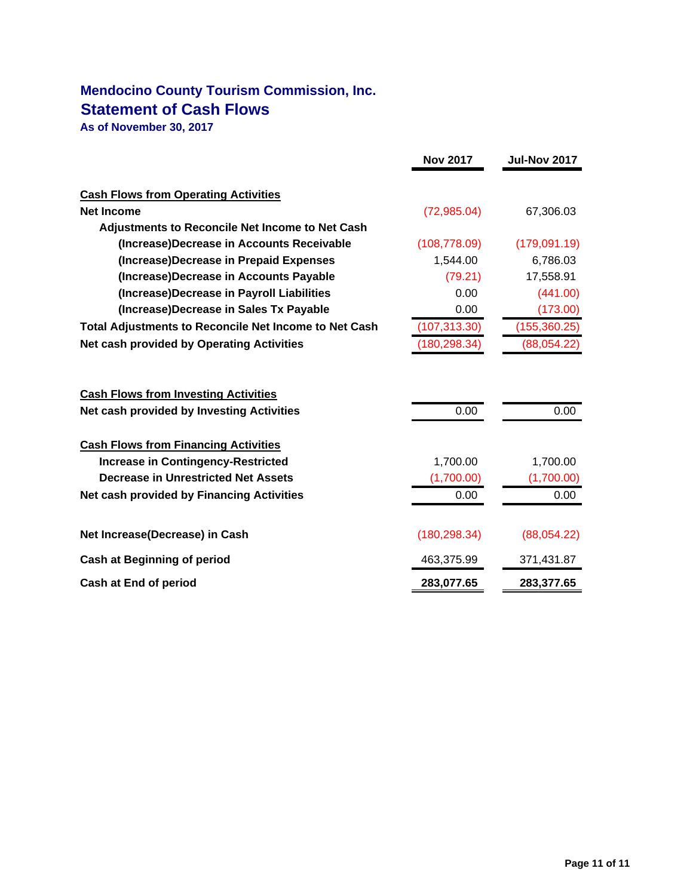# Mendocino County Tourism Commission, Inc.
## Statement of Cash Flows
**As of November 30, 2017**

| | Nov 2017 | Jul-Nov 2017 |
|---|---|---|
| **Cash Flows from Operating Activities** | | |
| **Net Income** | (72,985.04) | 67,306.03 |
| **Adjustments to Reconcile Net Income to Net Cash** | | |
| (Increase)Decrease in Accounts Receivable | (108,778.09) | (179,091.19) |
| (Increase)Decrease in Prepaid Expenses | 1,544.00 | 6,786.03 |
| (Increase)Decrease in Accounts Payable | (79.21) | 17,558.91 |
| (Increase)Decrease in Payroll Liabilities | 0.00 | (441.00) |
| (Increase)Decrease in Sales Tx Payable | 0.00 | (173.00) |
| **Total Adjustments to Reconcile Net Income to Net Cash** | (107,313.30) | (155,360.25) |
| **Net cash provided by Operating Activities** | (180,298.34) | (88,054.22) |
| | | |
| **Cash Flows from Investing Activities** | | |
| **Net cash provided by Investing Activities** | 0.00 | 0.00 |
| | | |
| **Cash Flows from Financing Activities** | | |
| Increase in Contingency-Restricted | 1,700.00 | 1,700.00 |
| Decrease in Unrestricted Net Assets | (1,700.00) | (1,700.00) |
| **Net cash provided by Financing Activities** | 0.00 | 0.00 |
| | | |
| **Net Increase(Decrease) in Cash** | (180,298.34) | (88,054.22) |
| **Cash at Beginning of period** | 463,375.99 | 371,431.87 |
| **Cash at End of period** | **283,077.65** | **283,377.65** |